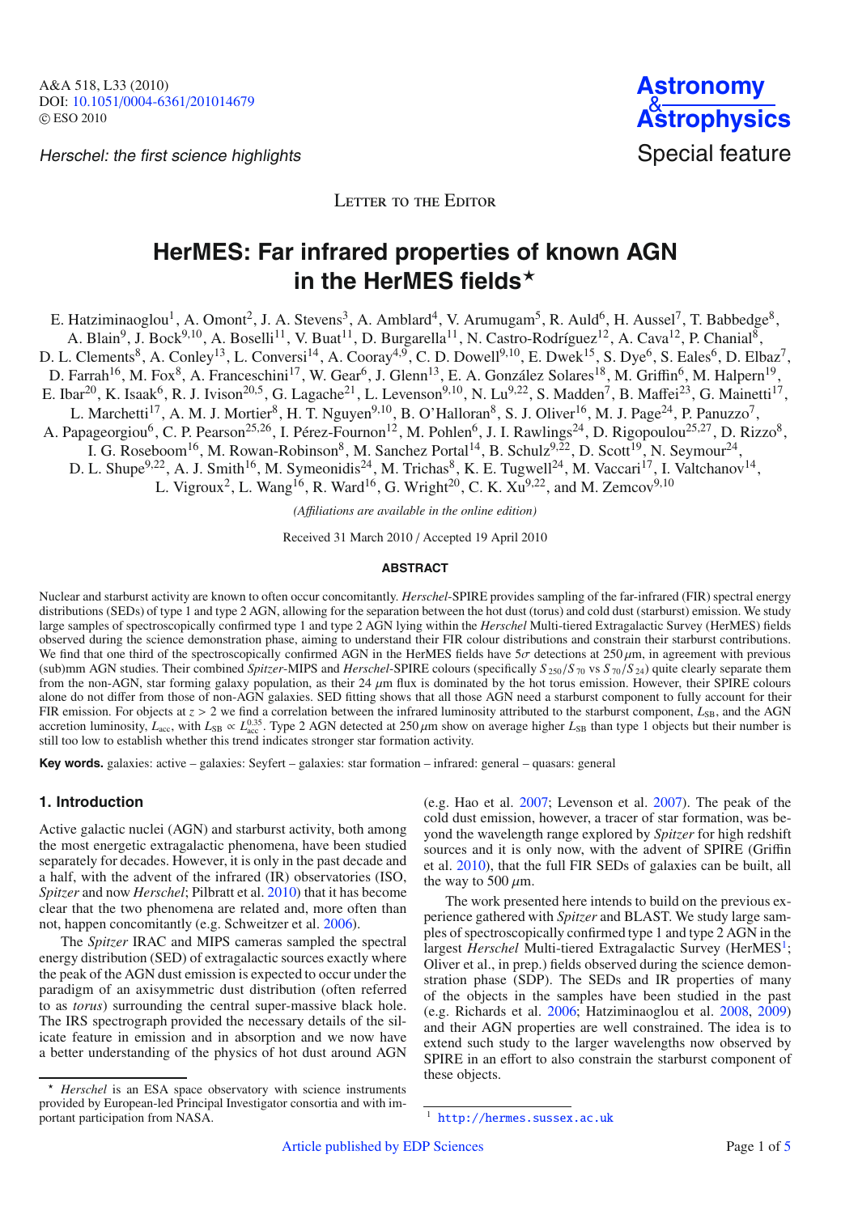Herschel: the first science highlights

Letter to the Editor

# HerMES: Far infrared properties of known AGN in the HerMES fields*

E. Hatziminaoglou[1], A. Omont[2], J. A. Stevens[3], A. Amblard[4], V. Arumugam[5], R. Auld[6], H. Aussel[7], T. Babbedge[8], A. Blain[9], J. Bock[9,10], A. Boselli[11], V. Buat[11], D. Burgarella[11], N. Castro-Rodríguez[12], A. Cava[12], P. Chanial[8], D. L. Clements[8], A. Conley[13], L. Conversi[14], A. Cooray[4,9], C. D. Dowell[9,10], E. Dwek[15], S. Dye[6], S. Eales[6], D. Elbaz[7], D. Farrah[16], M. Fox[8], A. Franceschini[17], W. Gear[6], J. Glenn[13], E. A. González Solares[18], M. Griffin[6], M. Halpern[19], E. Ibar[20], K. Isaak[6], R. J. Ivison[20,5], G. Lagache[21], L. Levenson[9,10], N. Lu[9,22], S. Madden[7], B. Maffei[23], G. Mainetti[17], L. Marchetti[17], A. M. J. Mortier[8], H. T. Nguyen[9,10], B. O'Halloran[8], S. J. Oliver[16], M. J. Page[24], P. Panuzzo[7], A. Papageorgiou[6], C. P. Pearson[25,26], I. Pérez-Fournon[12], M. Pohlen[6], J. I. Rawlings[24], D. Rigopoulou[25,27], D. Rizzo[8], I. G. Roseboom[16], M. Rowan-Robinson[8], M. Sanchez Portal[14], B. Schulz[9,22], D. Scott[19], N. Seymour[24], D. L. Shupe[9,22], A. J. Smith[16], M. Symeonidis[24], M. Trichas[8], K. E. Tugwell[24], M. Vaccari[17], I. Valtchanov[14], L. Vigroux[2], L. Wang[16], R. Ward[16], G. Wright[20], C. K. Xu[9,22], and M. Zemcov[9,10]

*(Affiliations are available in the online edition)*

Received 31 March 2010 / Accepted 19 April 2010

## ABSTRACT

Nuclear and starburst activity are known to often occur concomitantly. *Herschel*-SPIRE provides sampling of the far-infrared (FIR) spectral energy distributions (SEDs) of type 1 and type 2 AGN, allowing for the separation between the hot dust (torus) and cold dust (starburst) emission. We study large samples of spectroscopically confirmed type 1 and type 2 AGN lying within the *Herschel* Multi-tiered Extragalactic Survey (HerMES) fields observed during the science demonstration phase, aiming to understand their FIR colour distributions and constrain their starburst contributions. We find that one third of the spectroscopically confirmed AGN in the HerMES fields have $5\sigma$ detections at $250\,\mu$m, in agreement with previous (sub)mm AGN studies. Their combined *Spitzer*-MIPS and *Herschel*-SPIRE colours (specifically $S_{250}/S_{70}$ vs $S_{70}/S_{24}$) quite clearly separate them from the non-AGN, star forming galaxy population, as their 24 $\mu$m flux is dominated by the hot torus emission. However, their SPIRE colours alone do not differ from those of non-AGN galaxies. SED fitting shows that all those AGN need a starburst component to fully account for their FIR emission. For objects at $z > 2$ we find a correlation between the infrared luminosity attributed to the starburst component, $L_{\rm SB}$, and the AGN accretion luminosity, $L_{\rm acc}$, with $L_{\rm SB} \propto L_{\rm acc}^{0.35}$. Type 2 AGN detected at $250\,\mu$m show on average higher $L_{\rm SB}$ than type 1 objects but their number is still too low to establish whether this trend indicates stronger star formation activity.

**Key words.** galaxies: active – galaxies: Seyfert – galaxies: star formation – infrared: general – quasars: general

## 1. Introduction

Active galactic nuclei (AGN) and starburst activity, both among the most energetic extragalactic phenomena, have been studied separately for decades. However, it is only in the past decade and a half, with the advent of the infrared (IR) observatories (ISO, *Spitzer* and now *Herschel*; Pilbratt et al. 2010) that it has become clear that the two phenomena are related and, more often than not, happen concomitantly (e.g. Schweitzer et al. 2006).

The *Spitzer* IRAC and MIPS cameras sampled the spectral energy distribution (SED) of extragalactic sources exactly where the peak of the AGN dust emission is expected to occur under the paradigm of an axisymmetric dust distribution (often referred to as *torus*) surrounding the central super-massive black hole. The IRS spectrograph provided the necessary details of the silicate feature in emission and in absorption and we now have a better understanding of the physics of hot dust around AGN (e.g. Hao et al. 2007; Levenson et al. 2007). The peak of the cold dust emission, however, a tracer of star formation, was beyond the wavelength range explored by *Spitzer* for high redshift sources and it is only now, with the advent of SPIRE (Griffin et al. 2010), that the full FIR SEDs of galaxies can be built, all the way to 500 $\mu$m.

The work presented here intends to build on the previous experience gathered with *Spitzer* and BLAST. We study large samples of spectroscopically confirmed type 1 and type 2 AGN in the largest *Herschel* Multi-tiered Extragalactic Survey (HerMES[1]; Oliver et al., in prep.) fields observed during the science demonstration phase (SDP). The SEDs and IR properties of many of the objects in the samples have been studied in the past (e.g. Richards et al. 2006; Hatziminaoglou et al. 2008, 2009) and their AGN properties are well constrained. The idea is to extend such study to the larger wavelengths now observed by SPIRE in an effort to also constrain the starburst component of these objects.

* *Herschel* is an ESA space observatory with science instruments provided by European-led Principal Investigator consortia and with important participation from NASA.

[1] http://hermes.sussex.ac.uk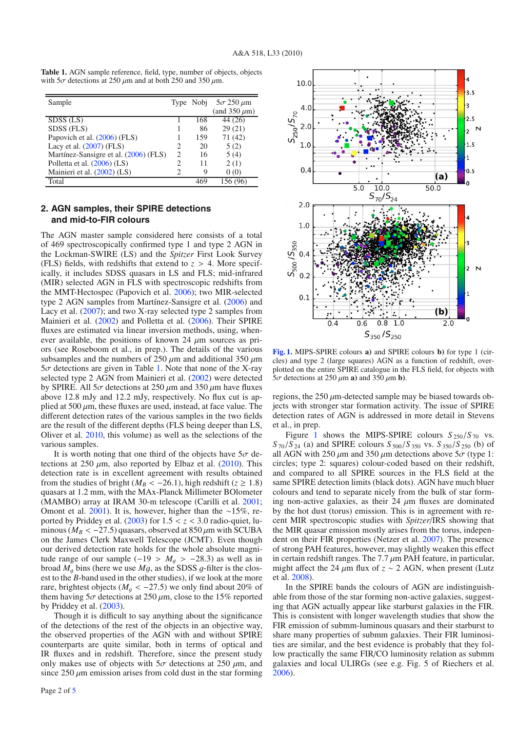**Table 1.** AGN sample reference, field, type, number of objects, objects with 5$\sigma$ detections at 250 $\mu$m and at both 250 and 350 $\mu$m.

| Sample | Type | Nobj | 5$\sigma$ 250 $\mu$m (and 350 $\mu$m) |
|---|---|---|---|
| SDSS (LS) | 1 | 168 | 44 (26) |
| SDSS (FLS) | 1 | 86 | 29 (21) |
| Papovich et al. (2006) (FLS) | 1 | 159 | 71 (42) |
| Lacy et al. (2007) (FLS) | 2 | 20 | 5 (2) |
| Martínez-Sansigre et al. (2006) (FLS) | 2 | 16 | 5 (4) |
| Polletta et al. (2006) (LS) | 2 | 11 | 2 (1) |
| Mainieri et al. (2002) (LS) | 2 | 9 | 0 (0) |
| Total | | 469 | 156 (96) |

## 2. AGN samples, their SPIRE detections and mid-to-FIR colours

The AGN master sample considered here consists of a total of 469 spectroscopically confirmed type 1 and type 2 AGN in the Lockman-SWIRE (LS) and the *Spitzer* First Look Survey (FLS) fields, with redshifts that extend to $z > 4$. More specifically, it includes SDSS quasars in LS and FLS; mid-infrared (MIR) selected AGN in FLS with spectroscopic redshifts from the MMT-Hectospec (Papovich et al. 2006); two MIR-selected type 2 AGN samples from Martínez-Sansigre et al. (2006) and Lacy et al. (2007); and two X-ray selected type 2 samples from Mainieri et al. (2002) and Polletta et al. (2006). Their SPIRE fluxes are estimated via linear inversion methods, using, whenever available, the positions of known 24 $\mu$m sources as priors (see Roseboom et al., in prep.). The details of the various subsamples and the numbers of 250 $\mu$m and additional 350 $\mu$m 5$\sigma$ detections are given in Table 1. Note that none of the X-ray selected type 2 AGN from Mainieri et al. (2002) were detected by SPIRE. All 5$\sigma$ detections at 250 $\mu$m and 350 $\mu$m have fluxes above 12.8 mJy and 12.2 mJy, respectively. No flux cut is applied at 500 $\mu$m, these fluxes are used, instead, at face value. The different detection rates of the various samples in the two fields are the result of the different depths (FLS being deeper than LS, Oliver et al. 2010, this volume) as well as the selections of the various samples.

It is worth noting that one third of the objects have 5$\sigma$ detections at 250 $\mu$m, also reported by Elbaz et al. (2010). This detection rate is in excellent agreement with results obtained from the studies of bright ($M_B < -26.1$), high redshift ($z \geq 1.8$) quasars at 1.2 mm, with the MAx-Planck Millimeter BOlometer (MAMBO) array at IRAM 30-m telescope (Carilli et al. 2001; Omont et al. 2001). It is, however, higher than the ~15%, reported by Priddey et al. (2003) for $1.5 < z < 3.0$ radio-quiet, luminous ($M_B < -27.5$) quasars, observed at 850 $\mu$m with SCUBA on the James Clerk Maxwell Telescope (JCMT). Even though our derived detection rate holds for the whole absolute magnitude range of our sample ($-19 > M_g > -28.3$) as well as in broad $M_g$ bins (here we use $Mg$, as the SDSS $g$-filter is the closest to the $B$-band used in the other studies), if we look at the more rare, brightest objects ($M_g < -27.5$) we only find about 20% of them having 5$\sigma$ detections at 250 $\mu$m, close to the 15% reported by Priddey et al. (2003).

Though it is difficult to say anything about the significance of the detections of the rest of the objects in an objective way, the observed properties of the AGN with and without SPIRE counterparts are quite similar, both in terms of optical and IR fluxes and in redshift. Therefore, since the present study only makes use of objects with 5$\sigma$ detections at 250 $\mu$m, and since 250 $\mu$m emission arises from cold dust in the star forming regions, the 250 $\mu$m-detected sample may be biased towards objects with stronger star formation activity. The issue of SPIRE detection rates of AGN is addressed in more detail in Stevens et al., in prep.

**Fig. 1.** MIPS-SPIRE colours **a)** and SPIRE colours **b)** for type 1 (circles) and type 2 (large squares) AGN as a function of redshift, overplotted on the entire SPIRE catalogue in the FLS field, for objects with 5$\sigma$ detections at 250 $\mu$m **a)** and 350 $\mu$m **b)**.

Figure 1 shows the MIPS-SPIRE colours $S_{250}/S_{70}$ vs. $S_{70}/S_{24}$ (a) and SPIRE colours $S_{500}/S_{350}$ vs. $S_{350}/S_{250}$ (b) of all AGN with 250 $\mu$m and 350 $\mu$m detections above 5$\sigma$ (type 1: circles; type 2: squares) colour-coded based on their redshift, and compared to all SPIRE sources in the FLS field at the same SPIRE detection limits (black dots). AGN have much bluer colours and tend to separate nicely from the bulk of star forming non-active galaxies, as their 24 $\mu$m fluxes are dominated by the hot dust (torus) emission. This is in agreement with recent MIR spectroscopic studies with *Spitzer*/IRS showing that the MIR quasar emission mostly arises from the torus, independent on their FIR properties (Netzer et al. 2007). The presence of strong PAH features, however, may slightly weaken this effect in certain redshift ranges. The 7.7 $\mu$m PAH feature, in particular, might affect the 24 $\mu$m flux of $z \sim 2$ AGN, when present (Lutz et al. 2008).

In the SPIRE bands the colours of AGN are indistinguishable from those of the star forming non-active galaxies, suggesting that AGN actually appear like starburst galaxies in the FIR. This is consistent with longer wavelength studies that show the FIR emission of submm-luminous quasars and their starburst to share many properties of submm galaxies. Their FIR luminosities are similar, and the best evidence is probably that they follow practically the same FIR/CO luminosity relation as submm galaxies and local ULIRGs (see e.g. Fig. 5 of Riechers et al. 2006).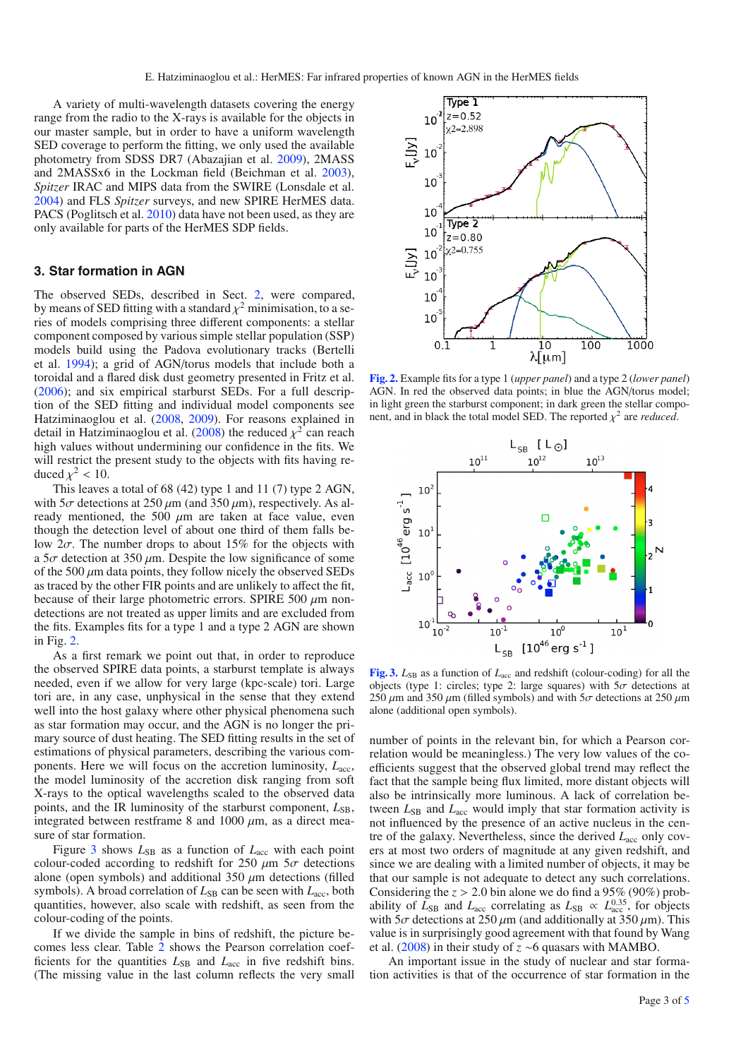A variety of multi-wavelength datasets covering the energy range from the radio to the X-rays is available for the objects in our master sample, but in order to have a uniform wavelength SED coverage to perform the fitting, we only used the available photometry from SDSS DR7 (Abazajian et al. 2009), 2MASS and 2MASSx6 in the Lockman field (Beichman et al. 2003), *Spitzer* IRAC and MIPS data from the SWIRE (Lonsdale et al. 2004) and FLS *Spitzer* surveys, and new SPIRE HerMES data. PACS (Poglitsch et al. 2010) data have not been used, as they are only available for parts of the HerMES SDP fields.

## 3. Star formation in AGN

The observed SEDs, described in Sect. 2, were compared, by means of SED fitting with a standard $\chi^2$ minimisation, to a series of models comprising three different components: a stellar component composed by various simple stellar population (SSP) models build using the Padova evolutionary tracks (Bertelli et al. 1994); a grid of AGN/torus models that include both a toroidal and a flared disk dust geometry presented in Fritz et al. (2006); and six empirical starburst SEDs. For a full description of the SED fitting and individual model components see Hatziminaoglou et al. (2008, 2009). For reasons explained in detail in Hatziminaoglou et al. (2008) the reduced $\chi^2$ can reach high values without undermining our confidence in the fits. We will restrict the present study to the objects with fits having reduced $\chi^2 < 10$.

This leaves a total of 68 (42) type 1 and 11 (7) type 2 AGN, with $5\sigma$ detections at 250 $\mu$m (and 350 $\mu$m), respectively. As already mentioned, the 500 $\mu$m are taken at face value, even though the detection level of about one third of them falls below $2\sigma$. The number drops to about 15% for the objects with a $5\sigma$ detection at 350 $\mu$m. Despite the low significance of some of the 500 $\mu$m data points, they follow nicely the observed SEDs as traced by the other FIR points and are unlikely to affect the fit, because of their large photometric errors. SPIRE 500 $\mu$m non-detections are not treated as upper limits and are excluded from the fits. Examples fits for a type 1 and a type 2 AGN are shown in Fig. 2.

As a first remark we point out that, in order to reproduce the observed SPIRE data points, a starburst template is always needed, even if we allow for very large (kpc-scale) tori. Large tori are, in any case, unphysical in the sense that they extend well into the host galaxy where other physical phenomena such as star formation may occur, and the AGN is no longer the primary source of dust heating. The SED fitting results in the set of estimations of physical parameters, describing the various components. Here we will focus on the accretion luminosity, $L_{\rm acc}$, the model luminosity of the accretion disk ranging from soft X-rays to the optical wavelengths scaled to the observed data points, and the IR luminosity of the starburst component, $L_{\rm SB}$, integrated between restframe 8 and 1000 $\mu$m, as a direct measure of star formation.

Figure 3 shows $L_{\rm SB}$ as a function of $L_{\rm acc}$ with each point colour-coded according to redshift for 250 $\mu$m $5\sigma$ detections alone (open symbols) and additional 350 $\mu$m detections (filled symbols). A broad correlation of $L_{\rm SB}$ can be seen with $L_{\rm acc}$, both quantities, however, also scale with redshift, as seen from the colour-coding of the points.

If we divide the sample in bins of redshift, the picture becomes less clear. Table 2 shows the Pearson correlation coefficients for the quantities $L_{\rm SB}$ and $L_{\rm acc}$ in five redshift bins. (The missing value in the last column reflects the very small number of points in the relevant bin, for which a Pearson correlation would be meaningless.) The very low values of the coefficients suggest that the observed global trend may reflect the fact that the sample being flux limited, more distant objects will also be intrinsically more luminous. A lack of correlation between $L_{\rm SB}$ and $L_{\rm acc}$ would imply that star formation activity is not influenced by the presence of an active nucleus in the centre of the galaxy. Nevertheless, since the derived $L_{\rm acc}$ only covers at most two orders of magnitude at any given redshift, and since we are dealing with a limited number of objects, it may be that our sample is not adequate to detect any such correlations. Considering the $z > 2.0$ bin alone we do find a 95% (90%) probability of $L_{\rm SB}$ and $L_{\rm acc}$ correlating as $L_{\rm SB} \propto L_{\rm acc}^{0.35}$, for objects with $5\sigma$ detections at 250 $\mu$m (and additionally at 350 $\mu$m). This value is in surprisingly good agreement with that found by Wang et al. (2008) in their study of $z$ ~6 quasars with MAMBO.

An important issue in the study of nuclear and star formation activities is that of the occurrence of star formation in the

**Fig. 2.** Example fits for a type 1 (*upper panel*) and a type 2 (*lower panel*) AGN. In red the observed data points; in blue the AGN/torus model; in light green the starburst component; in dark green the stellar component, and in black the total model SED. The reported $\chi^2$ are *reduced*.

**Fig. 3.** $L_{\rm SB}$ as a function of $L_{\rm acc}$ and redshift (colour-coding) for all the objects (type 1: circles; type 2: large squares) with $5\sigma$ detections at 250 $\mu$m and 350 $\mu$m (filled symbols) and with $5\sigma$ detections at 250 $\mu$m alone (additional open symbols).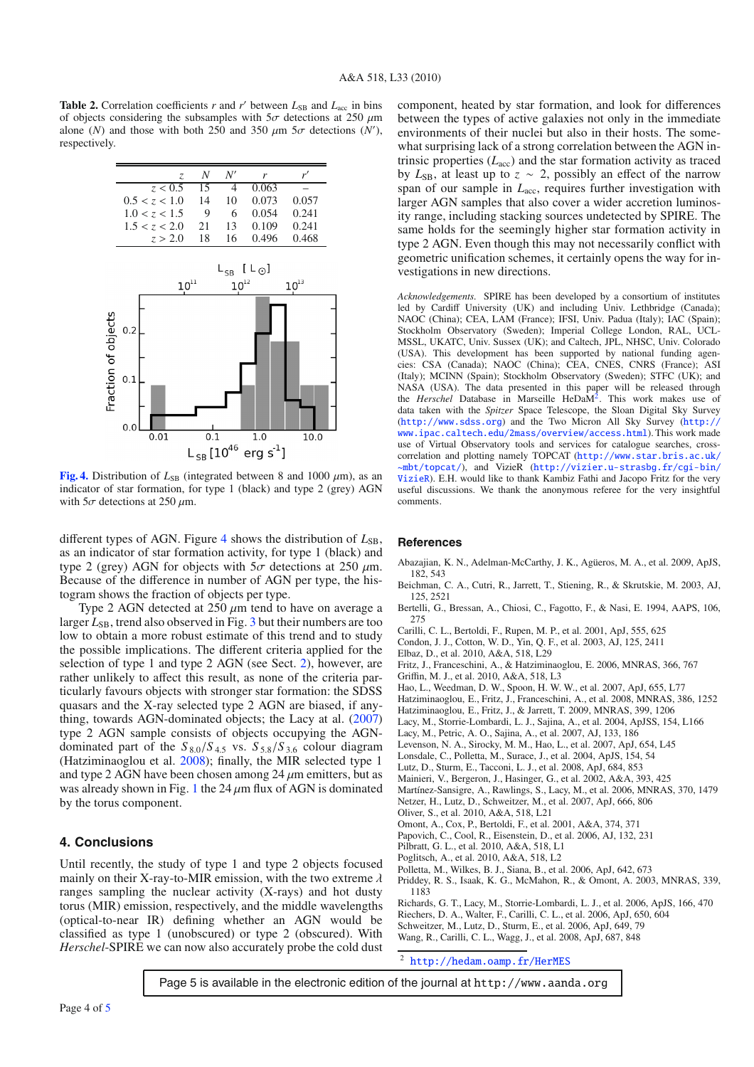**Table 2.** Correlation coefficients $r$ and $r'$ between $L_{SB}$ and $L_{acc}$ in bins of objects considering the subsamples with $5\sigma$ detections at 250 $\mu$m alone ($N$) and those with both 250 and 350 $\mu$m $5\sigma$ detections ($N'$), respectively.

| $z$ | $N$ | $N'$ | $r$ | $r'$ |
|---|---|---|---|---|
| $z < 0.5$ | 15 | 4 | 0.063 | – |
| $0.5 < z < 1.0$ | 14 | 10 | 0.073 | 0.057 |
| $1.0 < z < 1.5$ | 9 | 6 | 0.054 | 0.241 |
| $1.5 < z < 2.0$ | 21 | 13 | 0.109 | 0.241 |
| $z > 2.0$ | 18 | 16 | 0.496 | 0.468 |

**Fig. 4.** Distribution of $L_{SB}$ (integrated between 8 and 1000 $\mu$m), as an indicator of star formation, for type 1 (black) and type 2 (grey) AGN with $5\sigma$ detections at 250 $\mu$m.

different types of AGN. Figure 4 shows the distribution of $L_{SB}$, as an indicator of star formation activity, for type 1 (black) and type 2 (grey) AGN for objects with $5\sigma$ detections at 250 $\mu$m. Because of the difference in number of AGN per type, the histogram shows the fraction of objects per type.

Type 2 AGN detected at 250 $\mu$m tend to have on average a larger $L_{SB}$, trend also observed in Fig. 3 but their numbers are too low to obtain a more robust estimate of this trend and to study the possible implications. The different criteria applied for the selection of type 1 and type 2 AGN (see Sect. 2), however, are rather unlikely to affect this result, as none of the criteria particularly favours objects with stronger star formation: the SDSS quasars and the X-ray selected type 2 AGN are biased, if anything, towards AGN-dominated objects; the Lacy at al. (2007) type 2 AGN sample consists of objects occupying the AGN-dominated part of the $S_{8.0}/S_{4.5}$ vs. $S_{5.8}/S_{3.6}$ colour diagram (Hatziminaoglou et al. 2008); finally, the MIR selected type 1 and type 2 AGN have been chosen among 24 $\mu$m emitters, but as was already shown in Fig. 1 the 24 $\mu$m flux of AGN is dominated by the torus component.

## 4. Conclusions

Until recently, the study of type 1 and type 2 objects focused mainly on their X-ray-to-MIR emission, with the two extreme $\lambda$ ranges sampling the nuclear activity (X-rays) and hot dusty torus (MIR) emission, respectively, and the middle wavelengths (optical-to-near IR) defining whether an AGN would be classified as type 1 (unobscured) or type 2 (obscured). With *Herschel*-SPIRE we can now also accurately probe the cold dust component, heated by star formation, and look for differences between the types of active galaxies not only in the immediate environments of their nuclei but also in their hosts. The somewhat surprising lack of a strong correlation between the AGN intrinsic properties ($L_{acc}$) and the star formation activity as traced by $L_{SB}$, at least up to $z \sim 2$, possibly an effect of the narrow span of our sample in $L_{acc}$, requires further investigation with larger AGN samples that also cover a wider accretion luminosity range, including stacking sources undetected by SPIRE. The same holds for the seemingly higher star formation activity in type 2 AGN. Even though this may not necessarily conflict with geometric unification schemes, it certainly opens the way for investigations in new directions.

*Acknowledgements.* SPIRE has been developed by a consortium of institutes led by Cardiff University (UK) and including Univ. Lethbridge (Canada); NAOC (China); CEA, LAM (France); IFSI, Univ. Padua (Italy); IAC (Spain); Stockholm Observatory (Sweden); Imperial College London, RAL, UCL-MSSL, UKATC, Univ. Sussex (UK); and Caltech, JPL, NHSC, Univ. Colorado (USA). This development has been supported by national funding agencies: CSA (Canada); NAOC (China); CEA, CNES, CNRS (France); ASI (Italy); MCINN (Spain); Stockholm Observatory (Sweden); STFC (UK); and NASA (USA). The data presented in this paper will be released through the *Herschel* Database in Marseille HeDaM[2]. This work makes use of data taken with the *Spitzer* Space Telescope, the Sloan Digital Sky Survey (http://www.sdss.org) and the Two Micron All Sky Survey (http://www.ipac.caltech.edu/2mass/overview/access.html). This work made use of Virtual Observatory tools and services for catalogue searches, cross-correlation and plotting namely TOPCAT (http://www.star.bris.ac.uk/~mbt/topcat/), and VizieR (http://vizier.u-strasbg.fr/cgi-bin/VizieR). E.H. would like to thank Kambiz Fathi and Jacopo Fritz for the very useful discussions. We thank the anonymous referee for the very insightful comments.

## References

Abazajian, K. N., Adelman-McCarthy, J. K., Agüeros, M. A., et al. 2009, ApJS, 182, 543
Beichman, C. A., Cutri, R., Jarrett, T., Stiening, R., & Skrutskie, M. 2003, AJ, 125, 2521
Bertelli, G., Bressan, A., Chiosi, C., Fagotto, F., & Nasi, E. 1994, AAPS, 106, 275
Carilli, C. L., Bertoldi, F., Rupen, M. P., et al. 2001, ApJ, 555, 625
Condon, J. J., Cotton, W. D., Yin, Q. F., et al. 2003, AJ, 125, 2411
Elbaz, D., et al. 2010, A&A, 518, L29
Fritz, J., Franceschini, A., & Hatziminaoglou, E. 2006, MNRAS, 366, 767
Griffin, M. J., et al. 2010, A&A, 518, L3
Hao, L., Weedman, D. W., Spoon, H. W. W., et al. 2007, ApJ, 655, L77
Hatziminaoglou, E., Fritz, J., Franceschini, A., et al. 2008, MNRAS, 386, 1252
Hatziminaoglou, E., Fritz, J., & Jarrett, T. 2009, MNRAS, 399, 1206
Lacy, M., Storrie-Lombardi, L. J., Sajina, A., et al. 2004, ApJSS, 154, L166
Lacy, M., Petric, A. O., Sajina, A., et al. 2007, AJ, 133, 186
Levenson, N. A., Sirocky, M. M., Hao, L., et al. 2007, ApJ, 654, L45
Lonsdale, C., Polletta, M., Surace, J., et al. 2004, ApJS, 154, 54
Lutz, D., Sturm, E., Tacconi, L. J., et al. 2008, ApJ, 684, 853
Mainieri, V., Bergeron, J., Hasinger, G., et al. 2002, A&A, 393, 425
Martínez-Sansigre, A., Rawlings, S., Lacy, M., et al. 2006, MNRAS, 370, 1479
Netzer, H., Lutz, D., Schweitzer, M., et al. 2007, ApJ, 666, 806
Oliver, S., et al. 2010, A&A, 518, L21
Omont, A., Cox, P., Bertoldi, F., et al. 2001, A&A, 374, 371
Papovich, C., Cool, R., Eisenstein, D., et al. 2006, AJ, 132, 231
Pilbratt, G. L., et al. 2010, A&A, 518, L1
Poglitsch, A., et al. 2010, A&A, 518, L2
Polletta, M., Wilkes, B. J., Siana, B., et al. 2006, ApJ, 642, 673
Priddey, R. S., Isaak, K. G., McMahon, R., & Omont, A. 2003, MNRAS, 339, 1183
Richards, G. T., Lacy, M., Storrie-Lombardi, L. J., et al. 2006, ApJS, 166, 470
Riechers, D. A., Walter, F., Carilli, C. L., et al. 2006, ApJ, 650, 604
Schweitzer, M., Lutz, D., Sturm, E., et al. 2006, ApJ, 649, 79
Wang, R., Carilli, C. L., Wagg, J., et al. 2008, ApJ, 687, 848

[2] http://hedam.oamp.fr/HerMES

Page 5 is available in the electronic edition of the journal at http://www.aanda.org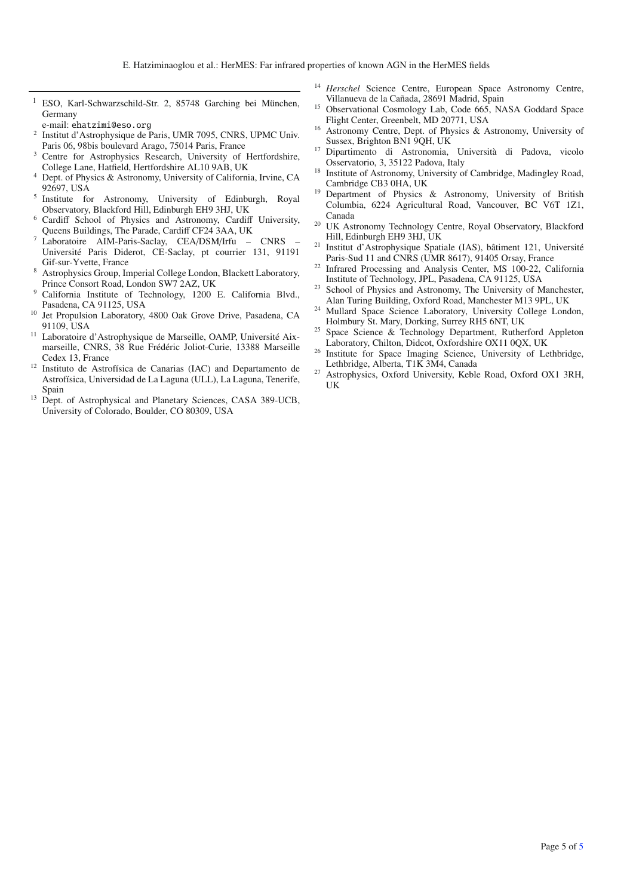[1] ESO, Karl-Schwarzschild-Str. 2, 85748 Garching bei München, Germany
e-mail: ehatzimi@eso.org

[2] Institut d'Astrophysique de Paris, UMR 7095, CNRS, UPMC Univ. Paris 06, 98bis boulevard Arago, 75014 Paris, France

[3] Centre for Astrophysics Research, University of Hertfordshire, College Lane, Hatfield, Hertfordshire AL10 9AB, UK

[4] Dept. of Physics & Astronomy, University of California, Irvine, CA 92697, USA

[5] Institute for Astronomy, University of Edinburgh, Royal Observatory, Blackford Hill, Edinburgh EH9 3HJ, UK

[6] Cardiff School of Physics and Astronomy, Cardiff University, Queens Buildings, The Parade, Cardiff CF24 3AA, UK

[7] Laboratoire AIM-Paris-Saclay, CEA/DSM/Irfu – CNRS – Université Paris Diderot, CE-Saclay, pt courrier 131, 91191 Gif-sur-Yvette, France

[8] Astrophysics Group, Imperial College London, Blackett Laboratory, Prince Consort Road, London SW7 2AZ, UK

[9] California Institute of Technology, 1200 E. California Blvd., Pasadena, CA 91125, USA

[10] Jet Propulsion Laboratory, 4800 Oak Grove Drive, Pasadena, CA 91109, USA

[11] Laboratoire d'Astrophysique de Marseille, OAMP, Université Aix-marseille, CNRS, 38 Rue Frédéric Joliot-Curie, 13388 Marseille Cedex 13, France

[12] Instituto de Astrofísica de Canarias (IAC) and Departamento de Astrofísica, Universidad de La Laguna (ULL), La Laguna, Tenerife, Spain

[13] Dept. of Astrophysical and Planetary Sciences, CASA 389-UCB, University of Colorado, Boulder, CO 80309, USA

[14] *Herschel* Science Centre, European Space Astronomy Centre, Villanueva de la Cañada, 28691 Madrid, Spain

[15] Observational Cosmology Lab, Code 665, NASA Goddard Space Flight Center, Greenbelt, MD 20771, USA

[16] Astronomy Centre, Dept. of Physics & Astronomy, University of Sussex, Brighton BN1 9QH, UK

[17] Dipartimento di Astronomia, Università di Padova, vicolo Osservatorio, 3, 35122 Padova, Italy

[18] Institute of Astronomy, University of Cambridge, Madingley Road, Cambridge CB3 0HA, UK

[19] Department of Physics & Astronomy, University of British Columbia, 6224 Agricultural Road, Vancouver, BC V6T 1Z1, Canada

[20] UK Astronomy Technology Centre, Royal Observatory, Blackford Hill, Edinburgh EH9 3HJ, UK

[21] Institut d'Astrophysique Spatiale (IAS), bâtiment 121, Université Paris-Sud 11 and CNRS (UMR 8617), 91405 Orsay, France

[22] Infrared Processing and Analysis Center, MS 100-22, California Institute of Technology, JPL, Pasadena, CA 91125, USA

[23] School of Physics and Astronomy, The University of Manchester, Alan Turing Building, Oxford Road, Manchester M13 9PL, UK

[24] Mullard Space Science Laboratory, University College London, Holmbury St. Mary, Dorking, Surrey RH5 6NT, UK

[25] Space Science & Technology Department, Rutherford Appleton Laboratory, Chilton, Didcot, Oxfordshire OX11 0QX, UK

[26] Institute for Space Imaging Science, University of Lethbridge, Lethbridge, Alberta, T1K 3M4, Canada

[27] Astrophysics, Oxford University, Keble Road, Oxford OX1 3RH, UK